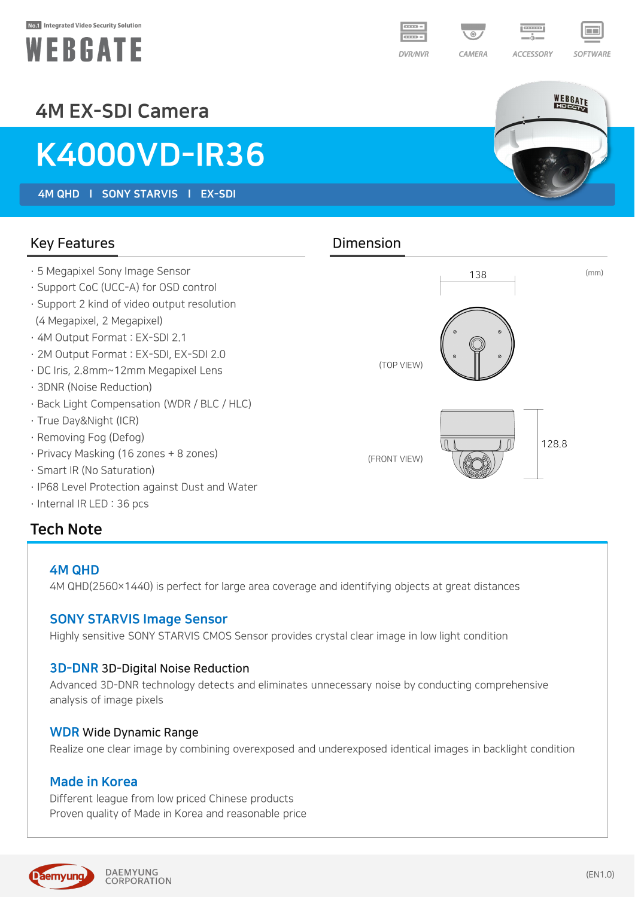No.1 Integrated Video Security Solution

**WEBGATE**

DVR/NVR | CAMERA | ACCESSORY | SOFTWARE

## 4M EX-SDI Camera

# K4000VD-IR36

**4M QHD | SONY STARVIS | EX-SDI**

## Key Features

- 5 Megapixel Sony Image Sensor
- Support CoC (UCC-A) for OSD control
- Support 2 kind of video output resolution (4 Megapixel, 2 Megapixel)
- 4M Output Format : EX-SDI 2.1
- 2M Output Format : EX-SDI, EX-SDI 2.0
- DC Iris, 2.8mm~12mm Megapixel Lens
- 3DNR (Noise Reduction)
- Back Light Compensation (WDR / BLC / HLC)
- True Day&Night (ICR)
- Removing Fog (Defog)
- Privacy Masking (16 zones + 8 zones)
- Smart IR (No Saturation)
- IP68 Level Protection against Dust and Water
- Internal IR LED : 36 pcs

## Dimension

(mm)

(TOP VIEW) 138

(FRONT VIEW) 128.8

## Tech Note

### 4M QHD
4M QHD(2560×1440) is perfect for large area coverage and identifying objects at great distances

### SONY STARVIS Image Sensor
Highly sensitive SONY STARVIS CMOS Sensor provides crystal clear image in low light condition

### 3D-DNR 3D-Digital Noise Reduction
Advanced 3D-DNR technology detects and eliminates unnecessary noise by conducting comprehensive analysis of image pixels

### WDR Wide Dynamic Range
Realize one clear image by combining overexposed and underexposed identical images in backlight condition

### Made in Korea
Different league from low priced Chinese products
Proven quality of Made in Korea and reasonable price

Daemyung DAEMYUNG CORPORATION

(EN1.0)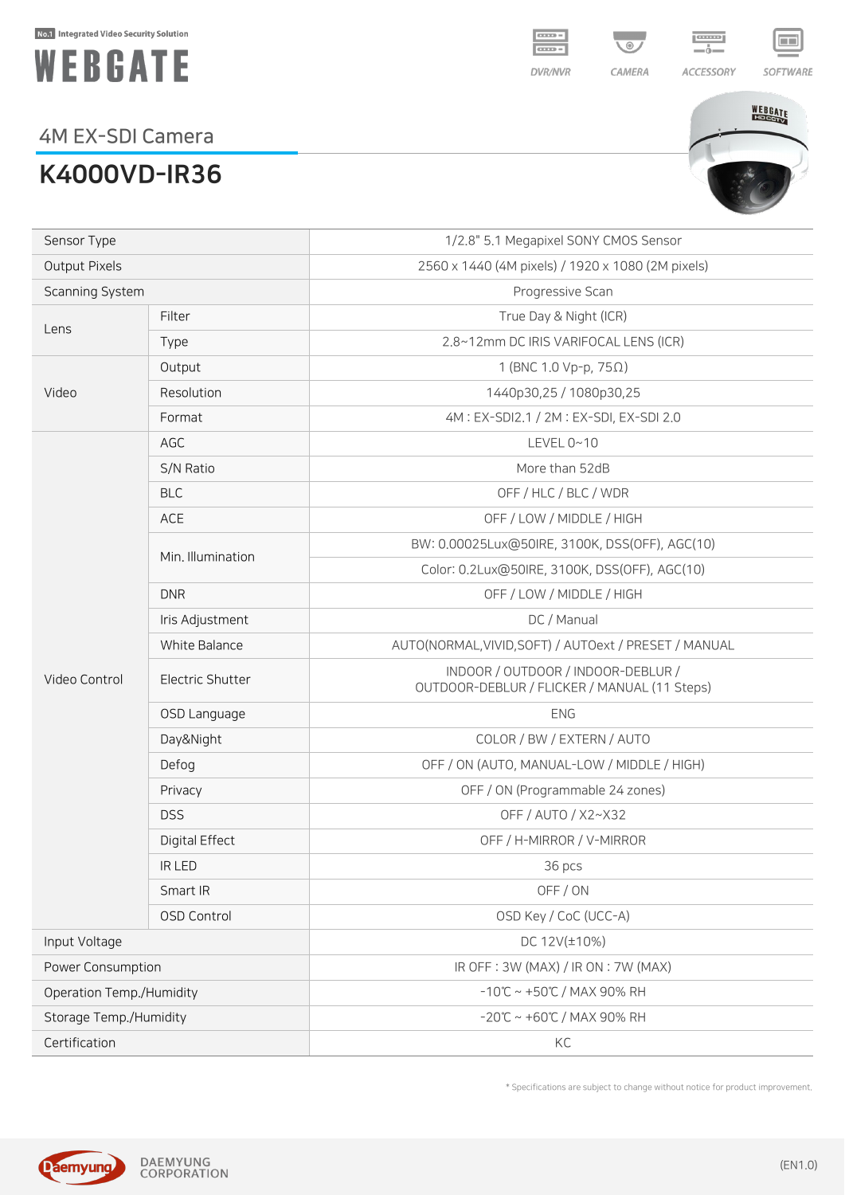No.1 Integrated Video Security Solution

# WEBGATE

DVR/NVR CAMERA ACCESSORY SOFTWARE

## 4M EX-SDI Camera

# K4000VD-IR36

| | | |
|---|---|---|
| Sensor Type | | 1/2.8" 5.1 Megapixel SONY CMOS Sensor |
| Output Pixels | | 2560 x 1440 (4M pixels) / 1920 x 1080 (2M pixels) |
| Scanning System | | Progressive Scan |
| Lens | Filter | True Day & Night (ICR) |
| | Type | 2.8~12mm DC IRIS VARIFOCAL LENS (ICR) |
| Video | Output | 1 (BNC 1.0 Vp-p, 75Ω) |
| | Resolution | 1440p30,25 / 1080p30,25 |
| | Format | 4M : EX-SDI2.1 / 2M : EX-SDI, EX-SDI 2.0 |
| Video Control | AGC | LEVEL 0~10 |
| | S/N Ratio | More than 52dB |
| | BLC | OFF / HLC / BLC / WDR |
| | ACE | OFF / LOW / MIDDLE / HIGH |
| | Min. Illumination | BW: 0.00025Lux@50IRE, 3100K, DSS(OFF), AGC(10) |
| | | Color: 0.2Lux@50IRE, 3100K, DSS(OFF), AGC(10) |
| | DNR | OFF / LOW / MIDDLE / HIGH |
| | Iris Adjustment | DC / Manual |
| | White Balance | AUTO(NORMAL,VIVID,SOFT) / AUTOext / PRESET / MANUAL |
| | Electric Shutter | INDOOR / OUTDOOR / INDOOR-DEBLUR / OUTDOOR-DEBLUR / FLICKER / MANUAL (11 Steps) |
| | OSD Language | ENG |
| | Day&Night | COLOR / BW / EXTERN / AUTO |
| | Defog | OFF / ON (AUTO, MANUAL-LOW / MIDDLE / HIGH) |
| | Privacy | OFF / ON (Programmable 24 zones) |
| | DSS | OFF / AUTO / X2~X32 |
| | Digital Effect | OFF / H-MIRROR / V-MIRROR |
| | IR LED | 36 pcs |
| | Smart IR | OFF / ON |
| | OSD Control | OSD Key / CoC (UCC-A) |
| Input Voltage | | DC 12V(±10%) |
| Power Consumption | | IR OFF : 3W (MAX) / IR ON : 7W (MAX) |
| Operation Temp./Humidity | | -10℃ ~ +50℃ / MAX 90% RH |
| Storage Temp./Humidity | | -20℃ ~ +60℃ / MAX 90% RH |
| Certification | | KC |

* Specifications are subject to change without notice for product improvement.

Daemyung DAEMYUNG CORPORATION

(EN1.0)